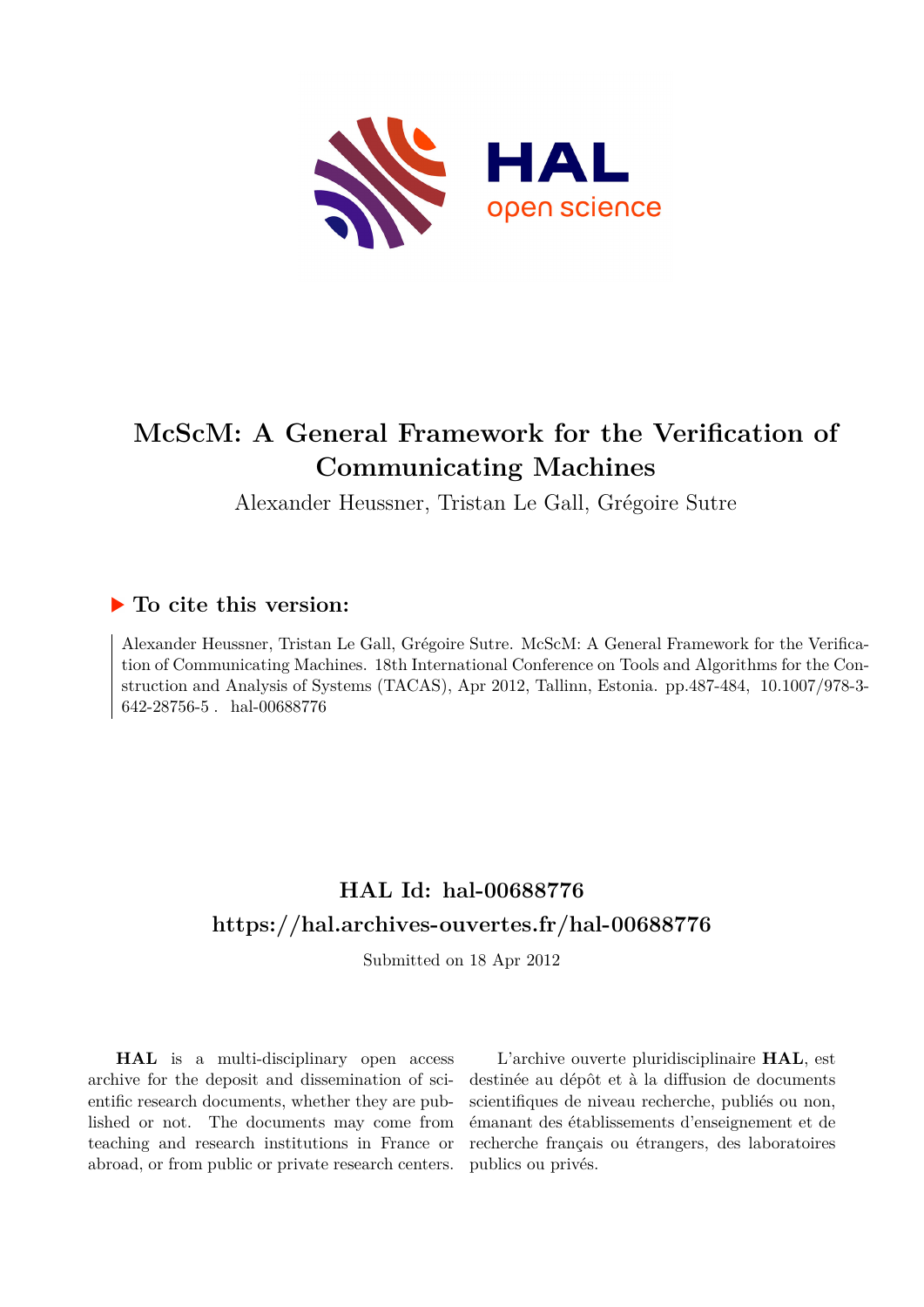# McScM: A General Framework for the Verification of Communicating Machines

Alexander Heussner, Tristan Le Gall, Grégoire Sutre

## ▶ To cite this version:

Alexander Heussner, Tristan Le Gall, Grégoire Sutre. McScM: A General Framework for the Verification of Communicating Machines. 18th International Conference on Tools and Algorithms for the Construction and Analysis of Systems (TACAS), Apr 2012, Tallinn, Estonia. pp.487-484, 10.1007/978-3-642-28756-5 . hal-00688776

## HAL Id: hal-00688776
## https://hal.archives-ouvertes.fr/hal-00688776

Submitted on 18 Apr 2012

**HAL** is a multi-disciplinary open access archive for the deposit and dissemination of scientific research documents, whether they are published or not. The documents may come from teaching and research institutions in France or abroad, or from public or private research centers.

L'archive ouverte pluridisciplinaire **HAL**, est destinée au dépôt et à la diffusion de documents scientifiques de niveau recherche, publiés ou non, émanant des établissements d'enseignement et de recherche français ou étrangers, des laboratoires publics ou privés.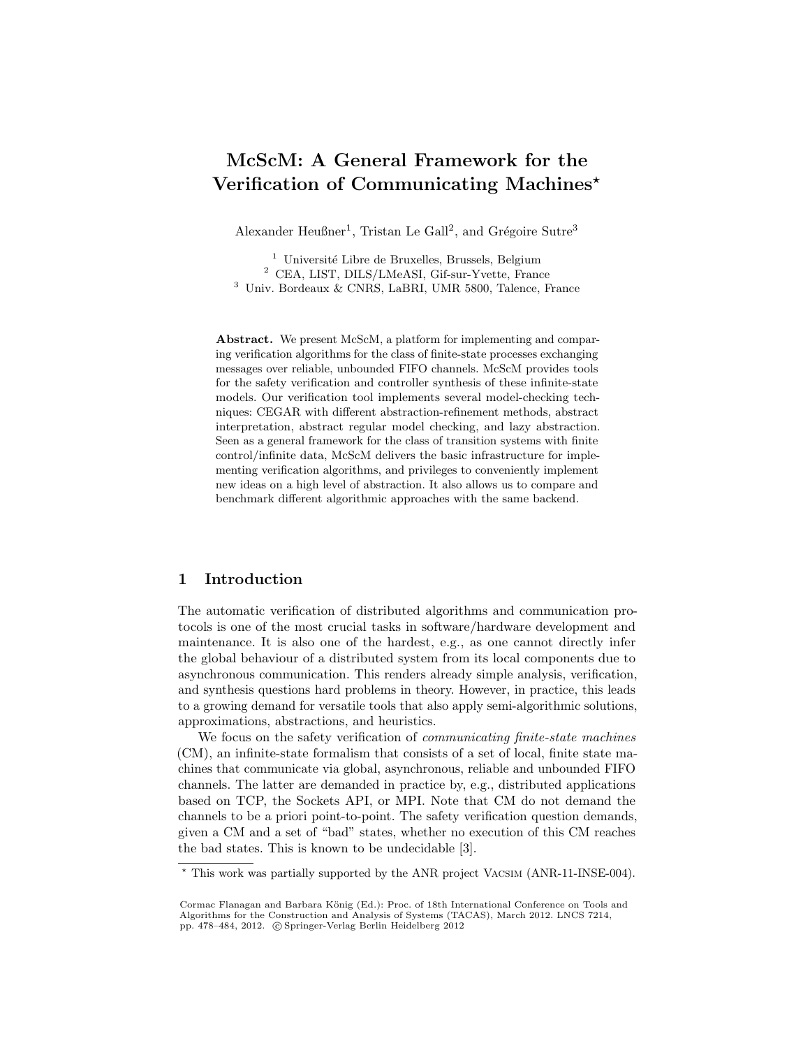# McScM: A General Framework for the Verification of Communicating Machines*

Alexander Heußner[1], Tristan Le Gall[2], and Grégoire Sutre[3]

[1] Université Libre de Bruxelles, Brussels, Belgium
[2] CEA, LIST, DILS/LMeASI, Gif-sur-Yvette, France
[3] Univ. Bordeaux & CNRS, LaBRI, UMR 5800, Talence, France

**Abstract.** We present McScM, a platform for implementing and comparing verification algorithms for the class of finite-state processes exchanging messages over reliable, unbounded FIFO channels. McScM provides tools for the safety verification and controller synthesis of these infinite-state models. Our verification tool implements several model-checking techniques: CEGAR with different abstraction-refinement methods, abstract interpretation, abstract regular model checking, and lazy abstraction. Seen as a general framework for the class of transition systems with finite control/infinite data, McScM delivers the basic infrastructure for implementing verification algorithms, and privileges to conveniently implement new ideas on a high level of abstraction. It also allows us to compare and benchmark different algorithmic approaches with the same backend.

## 1 Introduction

The automatic verification of distributed algorithms and communication protocols is one of the most crucial tasks in software/hardware development and maintenance. It is also one of the hardest, e.g., as one cannot directly infer the global behaviour of a distributed system from its local components due to asynchronous communication. This renders already simple analysis, verification, and synthesis questions hard problems in theory. However, in practice, this leads to a growing demand for versatile tools that also apply semi-algorithmic solutions, approximations, abstractions, and heuristics.

We focus on the safety verification of *communicating finite-state machines* (CM), an infinite-state formalism that consists of a set of local, finite state machines that communicate via global, asynchronous, reliable and unbounded FIFO channels. The latter are demanded in practice by, e.g., distributed applications based on TCP, the Sockets API, or MPI. Note that CM do not demand the channels to be a priori point-to-point. The safety verification question demands, given a CM and a set of "bad" states, whether no execution of this CM reaches the bad states. This is known to be undecidable [3].

* This work was partially supported by the ANR project Vacsim (ANR-11-INSE-004).

Cormac Flanagan and Barbara König (Ed.): Proc. of 18th International Conference on Tools and Algorithms for the Construction and Analysis of Systems (TACAS), March 2012. LNCS 7214, pp. 478–484, 2012. © Springer-Verlag Berlin Heidelberg 2012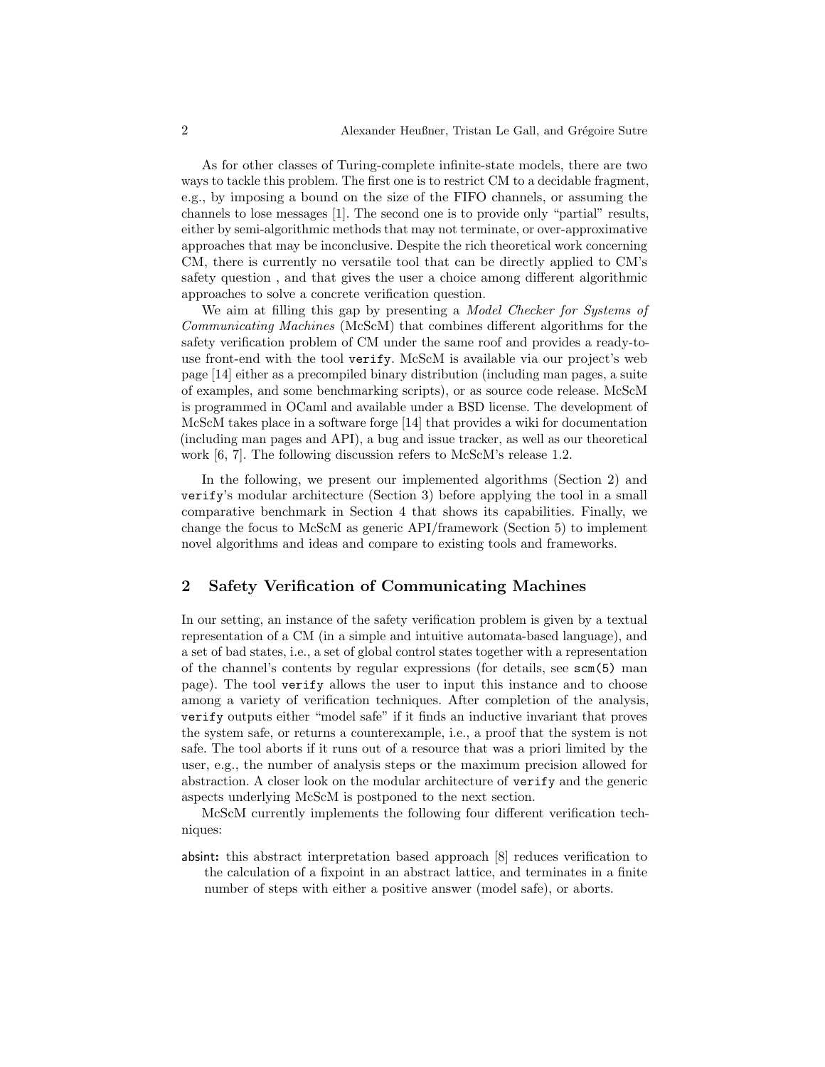As for other classes of Turing-complete infinite-state models, there are two ways to tackle this problem. The first one is to restrict CM to a decidable fragment, e.g., by imposing a bound on the size of the FIFO channels, or assuming the channels to lose messages [1]. The second one is to provide only "partial" results, either by semi-algorithmic methods that may not terminate, or over-approximative approaches that may be inconclusive. Despite the rich theoretical work concerning CM, there is currently no versatile tool that can be directly applied to CM's safety question , and that gives the user a choice among different algorithmic approaches to solve a concrete verification question.

We aim at filling this gap by presenting a *Model Checker for Systems of Communicating Machines* (McScM) that combines different algorithms for the safety verification problem of CM under the same roof and provides a ready-to-use front-end with the tool `verify`. McScM is available via our project's web page [14] either as a precompiled binary distribution (including man pages, a suite of examples, and some benchmarking scripts), or as source code release. McScM is programmed in OCaml and available under a BSD license. The development of McScM takes place in a software forge [14] that provides a wiki for documentation (including man pages and API), a bug and issue tracker, as well as our theoretical work [6, 7]. The following discussion refers to McScM's release 1.2.

In the following, we present our implemented algorithms (Section 2) and `verify`'s modular architecture (Section 3) before applying the tool in a small comparative benchmark in Section 4 that shows its capabilities. Finally, we change the focus to McScM as generic API/framework (Section 5) to implement novel algorithms and ideas and compare to existing tools and frameworks.

## 2 Safety Verification of Communicating Machines

In our setting, an instance of the safety verification problem is given by a textual representation of a CM (in a simple and intuitive automata-based language), and a set of bad states, i.e., a set of global control states together with a representation of the channel's contents by regular expressions (for details, see `scm(5)` man page). The tool `verify` allows the user to input this instance and to choose among a variety of verification techniques. After completion of the analysis, `verify` outputs either "model safe" if it finds an inductive invariant that proves the system safe, or returns a counterexample, i.e., a proof that the system is not safe. The tool aborts if it runs out of a resource that was a priori limited by the user, e.g., the number of analysis steps or the maximum precision allowed for abstraction. A closer look on the modular architecture of `verify` and the generic aspects underlying McScM is postponed to the next section.

McScM currently implements the following four different verification techniques:

absint: this abstract interpretation based approach [8] reduces verification to the calculation of a fixpoint in an abstract lattice, and terminates in a finite number of steps with either a positive answer (model safe), or aborts.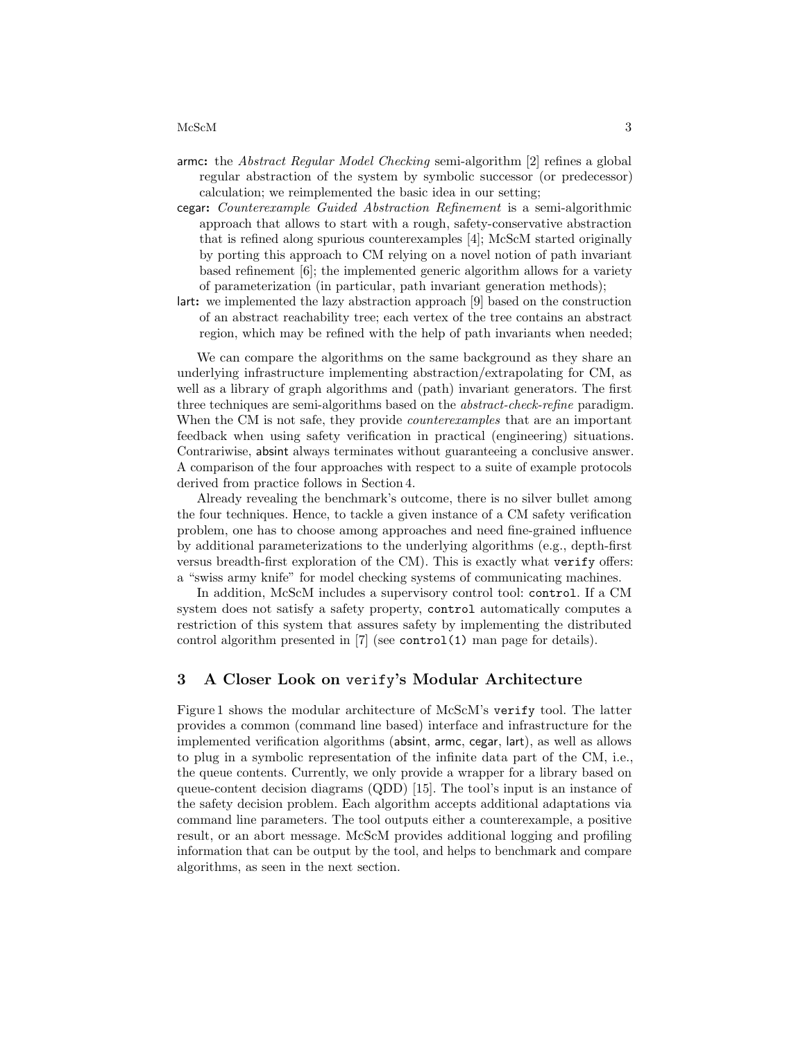**armc:** the *Abstract Regular Model Checking* semi-algorithm [2] refines a global regular abstraction of the system by symbolic successor (or predecessor) calculation; we reimplemented the basic idea in our setting;

**cegar:** *Counterexample Guided Abstraction Refinement* is a semi-algorithmic approach that allows to start with a rough, safety-conservative abstraction that is refined along spurious counterexamples [4]; McScM started originally by porting this approach to CM relying on a novel notion of path invariant based refinement [6]; the implemented generic algorithm allows for a variety of parameterization (in particular, path invariant generation methods);

**lart:** we implemented the lazy abstraction approach [9] based on the construction of an abstract reachability tree; each vertex of the tree contains an abstract region, which may be refined with the help of path invariants when needed;

We can compare the algorithms on the same background as they share an underlying infrastructure implementing abstraction/extrapolating for CM, as well as a library of graph algorithms and (path) invariant generators. The first three techniques are semi-algorithms based on the *abstract-check-refine* paradigm. When the CM is not safe, they provide *counterexamples* that are an important feedback when using safety verification in practical (engineering) situations. Contrariwise, absint always terminates without guaranteeing a conclusive answer. A comparison of the four approaches with respect to a suite of example protocols derived from practice follows in Section 4.

Already revealing the benchmark's outcome, there is no silver bullet among the four techniques. Hence, to tackle a given instance of a CM safety verification problem, one has to choose among approaches and need fine-grained influence by additional parameterizations to the underlying algorithms (e.g., depth-first versus breadth-first exploration of the CM). This is exactly what `verify` offers: a "swiss army knife" for model checking systems of communicating machines.

In addition, McScM includes a supervisory control tool: `control`. If a CM system does not satisfy a safety property, `control` automatically computes a restriction of this system that assures safety by implementing the distributed control algorithm presented in [7] (see `control(1)` man page for details).

## 3 A Closer Look on `verify`'s Modular Architecture

Figure 1 shows the modular architecture of McScM's `verify` tool. The latter provides a common (command line based) interface and infrastructure for the implemented verification algorithms (absint, armc, cegar, lart), as well as allows to plug in a symbolic representation of the infinite data part of the CM, i.e., the queue contents. Currently, we only provide a wrapper for a library based on queue-content decision diagrams (QDD) [15]. The tool's input is an instance of the safety decision problem. Each algorithm accepts additional adaptations via command line parameters. The tool outputs either a counterexample, a positive result, or an abort message. McScM provides additional logging and profiling information that can be output by the tool, and helps to benchmark and compare algorithms, as seen in the next section.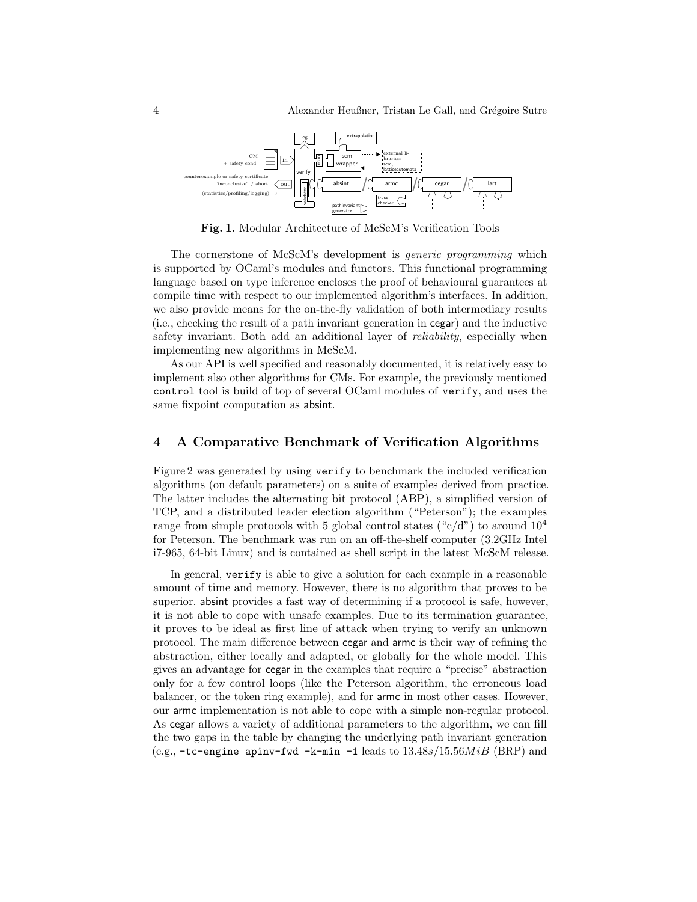CM
+ safety cond.

in

counterexample or safety certificate
"inconclusive" / abort

out

(statistics/profiling/logging)

log

verify

validator

scm wrapper

extrapolation

external libraries: scm, latticeautomata

absint

armc

cegar

lart

trace checker

pathinvariant generator

**Fig. 1.** Modular Architecture of McScM's Verification Tools

The cornerstone of McScM's development is *generic programming* which is supported by OCaml's modules and functors. This functional programming language based on type inference encloses the proof of behavioural guarantees at compile time with respect to our implemented algorithm's interfaces. In addition, we also provide means for the on-the-fly validation of both intermediary results (i.e., checking the result of a path invariant generation in cegar) and the inductive safety invariant. Both add an additional layer of *reliability*, especially when implementing new algorithms in McScM.

As our API is well specified and reasonably documented, it is relatively easy to implement also other algorithms for CMs. For example, the previously mentioned `control` tool is build of top of several OCaml modules of `verify`, and uses the same fixpoint computation as absint.

## 4 A Comparative Benchmark of Verification Algorithms

Figure 2 was generated by using `verify` to benchmark the included verification algorithms (on default parameters) on a suite of examples derived from practice. The latter includes the alternating bit protocol (ABP), a simplified version of TCP, and a distributed leader election algorithm ("Peterson"); the examples range from simple protocols with 5 global control states ("c/d") to around $10^4$ for Peterson. The benchmark was run on an off-the-shelf computer (3.2GHz Intel i7-965, 64-bit Linux) and is contained as shell script in the latest McScM release.

In general, `verify` is able to give a solution for each example in a reasonable amount of time and memory. However, there is no algorithm that proves to be superior. absint provides a fast way of determining if a protocol is safe, however, it is not able to cope with unsafe examples. Due to its termination guarantee, it proves to be ideal as first line of attack when trying to verify an unknown protocol. The main difference between cegar and armc is their way of refining the abstraction, either locally and adapted, or globally for the whole model. This gives an advantage for cegar in the examples that require a "precise" abstraction only for a few control loops (like the Peterson algorithm, the erroneous load balancer, or the token ring example), and for armc in most other cases. However, our armc implementation is not able to cope with a simple non-regular protocol. As cegar allows a variety of additional parameters to the algorithm, we can fill the two gaps in the table by changing the underlying path invariant generation (e.g., `-tc-engine apinv-fwd -k-min -1` leads to $13.48s/15.56MiB$ (BRP) and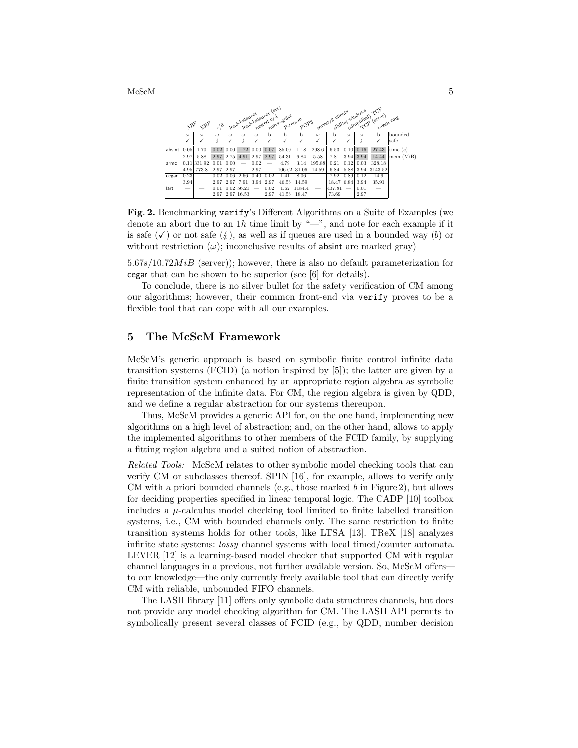| | | ABP | BRP | c/d | load-balancer | load-balancer (err) | nested c/d | non-regular | Peterson | POP3 | server/2 clients | sliding windows | (simplified) TCP | TCP (error) | token ring | |
|---|---|---|---|---|---|---|---|---|---|---|---|---|---|---|---|---|
| | | ω | ω | ω | ω | ω | ω | b | b | b | ω | b | ω | ω | b | bounded |
| | | ✓ | ✓ | ↯ | ✓ | ↯ | ✓ | ✓ | ✓ | ✓ | ✓ | ✓ | ✓ | ↯ | ✓ | safe |
| absint | | 0.05 | 1.70 | 0.02 | 0.00 | 1.72 | 0.00 | 0.07 | 85.00 | 1.18 | 298.6 | 6.53 | 0.10 | 0.16 | 27.43 | time ($s$) |
| | | 2.97 | 5.88 | 2.97 | 2.75 | 4.91 | 2.97 | 2.97 | 54.31 | 6.84 | 5.58 | 7.81 | 3.94 | 3.94 | 14.44 | mem (MiB) |
| armc | | 0.11 | 331.92 | 0.01 | 0.00 | — | 0.02 | — | 4.79 | 3.14 | 195.88 | 0.21 | 0.12 | 0.03 | 328.18 | |
| | | 4.95 | 773.8 | 2.97 | 2.97 | | 2.97 | | 106.62 | 31.06 | 14.59 | 6.84 | 5.88 | 3.94 | 3143.52 | |
| cegar | | 0.23 | — | 0.02 | 0.06 | 2.66 | 0.40 | 0.02 | 1.41 | 8.06 | — | 7.92 | 0.89 | 0.12 | 14.9 | |
| | | 3.94 | | 2.97 | 2.97 | 7.91 | 3.94 | 2.97 | 46.56 | 14.59 | | 18.47 | 6.84 | 3.94 | 35.91 | |
| lart | | — | — | 0.01 | 0.02 | 56.21 | — | 0.02 | 1.62 | 1184.4 | — | 437.81 | — | 0.01 | — | |
| | | | | 2.97 | 2.97 | 16.53 | | 2.97 | 41.56 | 18.47 | | 73.69 | | 2.97 | | |

**Fig. 2.** Benchmarking verify's Different Algorithms on a Suite of Examples (we denote an abort due to an $1h$ time limit by "—", and note for each example if it is safe (✓) or not safe (↯), as well as if queues are used in a bounded way ($b$) or without restriction ($\omega$); inconclusive results of absint are marked gray)

$5.67s/10.72MiB$ (server)); however, there is also no default parameterization for cegar that can be shown to be superior (see [6] for details).

To conclude, there is no silver bullet for the safety verification of CM among our algorithms; however, their common front-end via verify proves to be a flexible tool that can cope with all our examples.

## 5 The McScM Framework

McScM's generic approach is based on symbolic finite control infinite data transition systems (FCID) (a notion inspired by [5]); the latter are given by a finite transition system enhanced by an appropriate region algebra as symbolic representation of the infinite data. For CM, the region algebra is given by QDD, and we define a regular abstraction for our systems thereupon.

Thus, McScM provides a generic API for, on the one hand, implementing new algorithms on a high level of abstraction; and, on the other hand, allows to apply the implemented algorithms to other members of the FCID family, by supplying a fitting region algebra and a suited notion of abstraction.

*Related Tools:* McScM relates to other symbolic model checking tools that can verify CM or subclasses thereof. SPIN [16], for example, allows to verify only CM with a priori bounded channels (e.g., those marked $b$ in Figure 2), but allows for deciding properties specified in linear temporal logic. The CADP [10] toolbox includes a $\mu$-calculus model checking tool limited to finite labelled transition systems, i.e., CM with bounded channels only. The same restriction to finite transition systems holds for other tools, like LTSA [13]. TReX [18] analyzes infinite state systems: *lossy* channel systems with local timed/counter automata. LEVER [12] is a learning-based model checker that supported CM with regular channel languages in a previous, not further available version. So, McScM offers—to our knowledge—the only currently freely available tool that can directly verify CM with reliable, unbounded FIFO channels.

The LASH library [11] offers only symbolic data structures channels, but does not provide any model checking algorithm for CM. The LASH API permits to symbolically present several classes of FCID (e.g., by QDD, number decision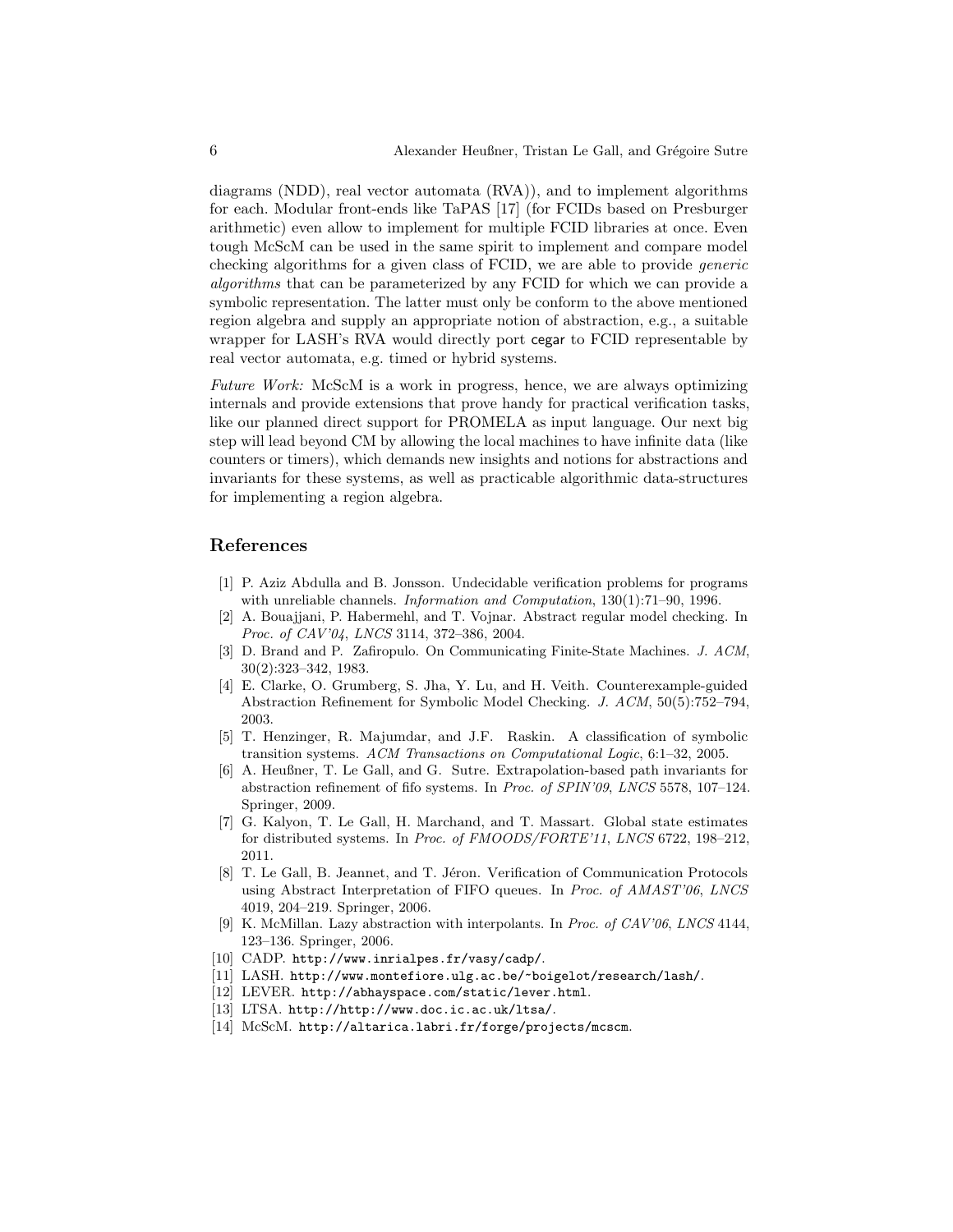diagrams (NDD), real vector automata (RVA)), and to implement algorithms for each. Modular front-ends like TaPAS [17] (for FCIDs based on Presburger arithmetic) even allow to implement for multiple FCID libraries at once. Even tough McScM can be used in the same spirit to implement and compare model checking algorithms for a given class of FCID, we are able to provide *generic algorithms* that can be parameterized by any FCID for which we can provide a symbolic representation. The latter must only be conform to the above mentioned region algebra and supply an appropriate notion of abstraction, e.g., a suitable wrapper for LASH's RVA would directly port cegar to FCID representable by real vector automata, e.g. timed or hybrid systems.

*Future Work:* McScM is a work in progress, hence, we are always optimizing internals and provide extensions that prove handy for practical verification tasks, like our planned direct support for PROMELA as input language. Our next big step will lead beyond CM by allowing the local machines to have infinite data (like counters or timers), which demands new insights and notions for abstractions and invariants for these systems, as well as practicable algorithmic data-structures for implementing a region algebra.

## References

[1] P. Aziz Abdulla and B. Jonsson. Undecidable verification problems for programs with unreliable channels. *Information and Computation*, 130(1):71–90, 1996.

[2] A. Bouajjani, P. Habermehl, and T. Vojnar. Abstract regular model checking. In *Proc. of CAV'04*, *LNCS* 3114, 372–386, 2004.

[3] D. Brand and P. Zafiropulo. On Communicating Finite-State Machines. *J. ACM*, 30(2):323–342, 1983.

[4] E. Clarke, O. Grumberg, S. Jha, Y. Lu, and H. Veith. Counterexample-guided Abstraction Refinement for Symbolic Model Checking. *J. ACM*, 50(5):752–794, 2003.

[5] T. Henzinger, R. Majumdar, and J.F. Raskin. A classification of symbolic transition systems. *ACM Transactions on Computational Logic*, 6:1–32, 2005.

[6] A. Heußner, T. Le Gall, and G. Sutre. Extrapolation-based path invariants for abstraction refinement of fifo systems. In *Proc. of SPIN'09*, *LNCS* 5578, 107–124. Springer, 2009.

[7] G. Kalyon, T. Le Gall, H. Marchand, and T. Massart. Global state estimates for distributed systems. In *Proc. of FMOODS/FORTE'11*, *LNCS* 6722, 198–212, 2011.

[8] T. Le Gall, B. Jeannet, and T. Jéron. Verification of Communication Protocols using Abstract Interpretation of FIFO queues. In *Proc. of AMAST'06*, *LNCS* 4019, 204–219. Springer, 2006.

[9] K. McMillan. Lazy abstraction with interpolants. In *Proc. of CAV'06*, *LNCS* 4144, 123–136. Springer, 2006.

[10] CADP. `http://www.inrialpes.fr/vasy/cadp/`.

[11] LASH. `http://www.montefiore.ulg.ac.be/~boigelot/research/lash/`.

[12] LEVER. `http://abhayspace.com/static/lever.html`.

[13] LTSA. `http://http://www.doc.ic.ac.uk/ltsa/`.

[14] McScM. `http://altarica.labri.fr/forge/projects/mcscm`.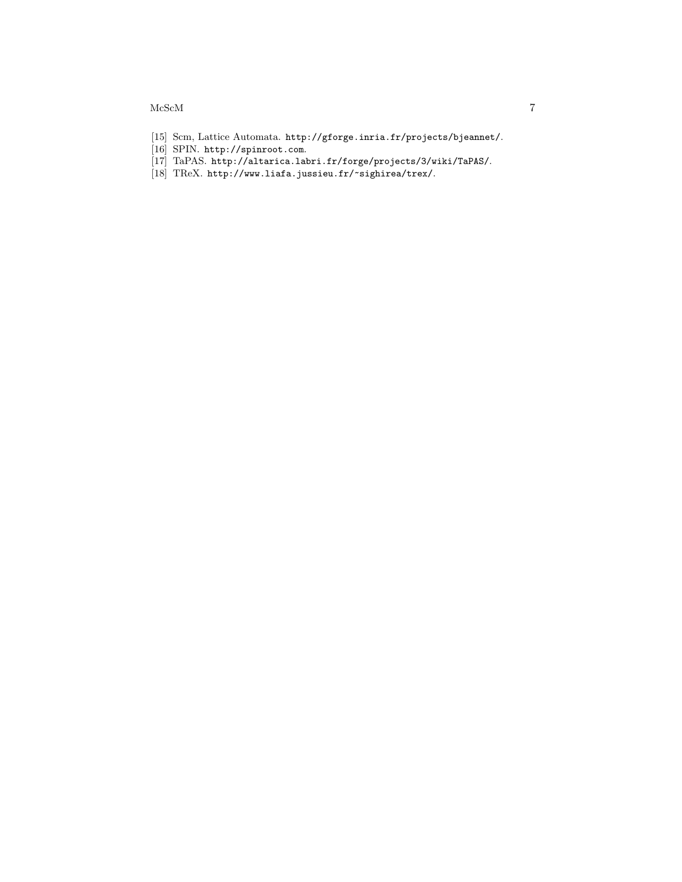[15] Scm, Lattice Automata. http://gforge.inria.fr/projects/bjeannet/.

[16] SPIN. http://spinroot.com.

[17] TaPAS. http://altarica.labri.fr/forge/projects/3/wiki/TaPAS/.

[18] TReX. http://www.liafa.jussieu.fr/~sighirea/trex/.